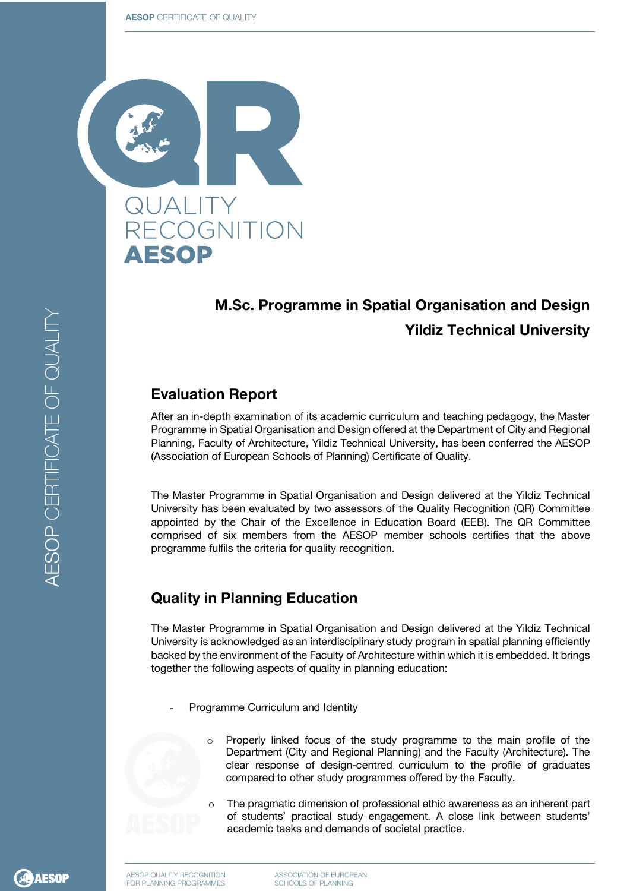QUALITY RECOGNITION AESOP

# M.Sc. Programme in Spatial Organisation and Design

## Yildiz Technical University

## Evaluation Report

After an in-depth examination of its academic curriculum and teaching pedagogy, the Master Programme in Spatial Organisation and Design offered at the Department of City and Regional Planning, Faculty of Architecture, Yildiz Technical University, has been conferred the AESOP (Association of European Schools of Planning) Certificate of Quality.

The Master Programme in Spatial Organisation and Design delivered at the Yildiz Technical University has been evaluated by two assessors of the Quality Recognition (QR) Committee appointed by the Chair of the Excellence in Education Board (EEB). The QR Committee comprised of six members from the AESOP member schools certifies that the above programme fulfils the criteria for quality recognition.

## Quality in Planning Education

The Master Programme in Spatial Organisation and Design delivered at the Yildiz Technical University is acknowledged as an interdisciplinary study program in spatial planning efficiently backed by the environment of the Faculty of Architecture within which it is embedded. It brings together the following aspects of quality in planning education:

- Programme Curriculum and Identity
    - Properly linked focus of the study programme to the main profile of the Department (City and Regional Planning) and the Faculty (Architecture). The clear response of design-centred curriculum to the profile of graduates compared to other study programmes offered by the Faculty.
    - The pragmatic dimension of professional ethic awareness as an inherent part of students' practical study engagement. A close link between students' academic tasks and demands of societal practice.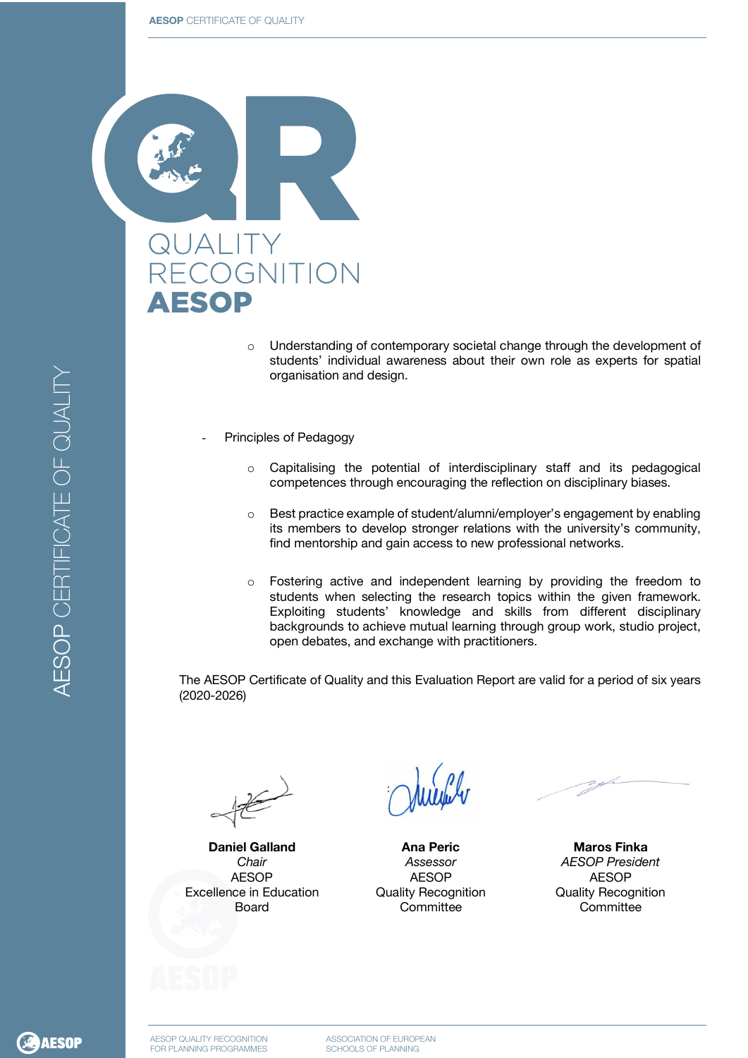- Understanding of contemporary societal change through the development of students' individual awareness about their own role as experts for spatial organisation and design.

- Principles of Pedagogy

  - Capitalising the potential of interdisciplinary staff and its pedagogical competences through encouraging the reflection on disciplinary biases.

  - Best practice example of student/alumni/employer's engagement by enabling its members to develop stronger relations with the university's community, find mentorship and gain access to new professional networks.

  - Fostering active and independent learning by providing the freedom to students when selecting the research topics within the given framework. Exploiting students' knowledge and skills from different disciplinary backgrounds to achieve mutual learning through group work, studio project, open debates, and exchange with practitioners.

The AESOP Certificate of Quality and this Evaluation Report are valid for a period of six years (2020-2026)

| **Daniel Galland** | **Ana Peric** | **Maros Finka** |
|---|---|---|
| *Chair* | *Assessor* | *AESOP President* |
| AESOP | AESOP | AESOP |
| Excellence in Education Board | Quality Recognition Committee | Quality Recognition Committee |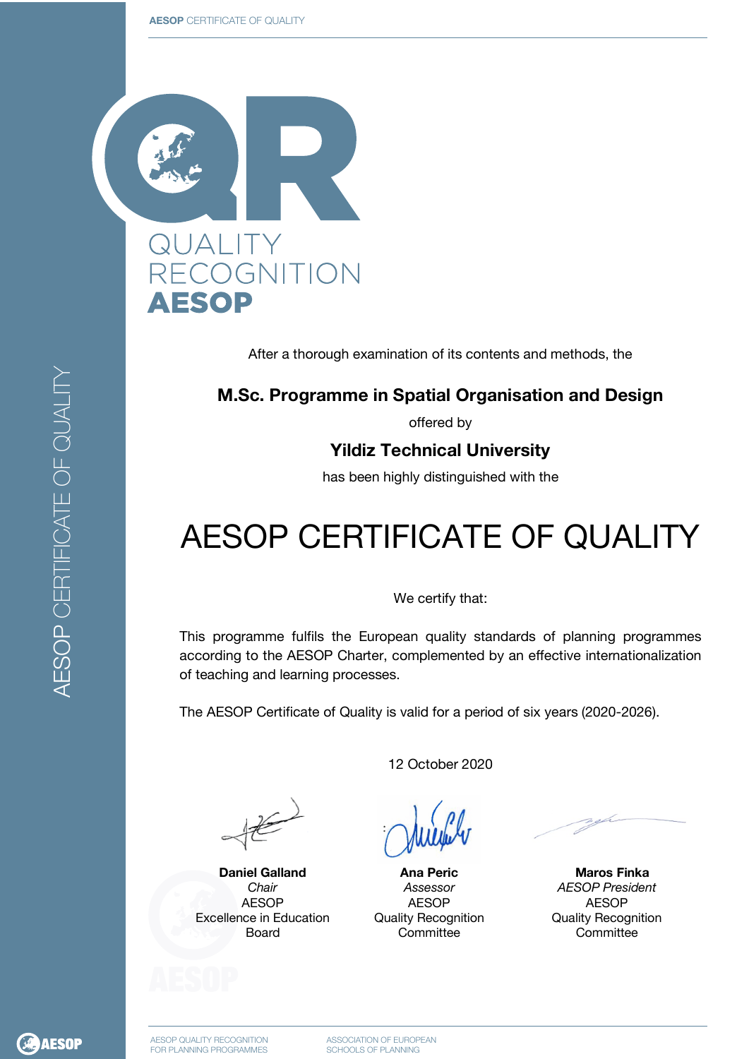QUALITY
RECOGNITION
**AESOP**

After a thorough examination of its contents and methods, the

**M.Sc. Programme in Spatial Organisation and Design**

offered by

**Yildiz Technical University**

has been highly distinguished with the

# AESOP CERTIFICATE OF QUALITY

We certify that:

This programme fulfils the European quality standards of planning programmes according to the AESOP Charter, complemented by an effective internationalization of teaching and learning processes.

The AESOP Certificate of Quality is valid for a period of six years (2020-2026).

12 October 2020

**Daniel Galland**
*Chair*
AESOP
Excellence in Education Board

**Ana Peric**
*Assessor*
AESOP
Quality Recognition Committee

**Maros Finka**
*AESOP President*
AESOP
Quality Recognition Committee

AESOP QUALITY RECOGNITION FOR PLANNING PROGRAMMES

ASSOCIATION OF EUROPEAN SCHOOLS OF PLANNING